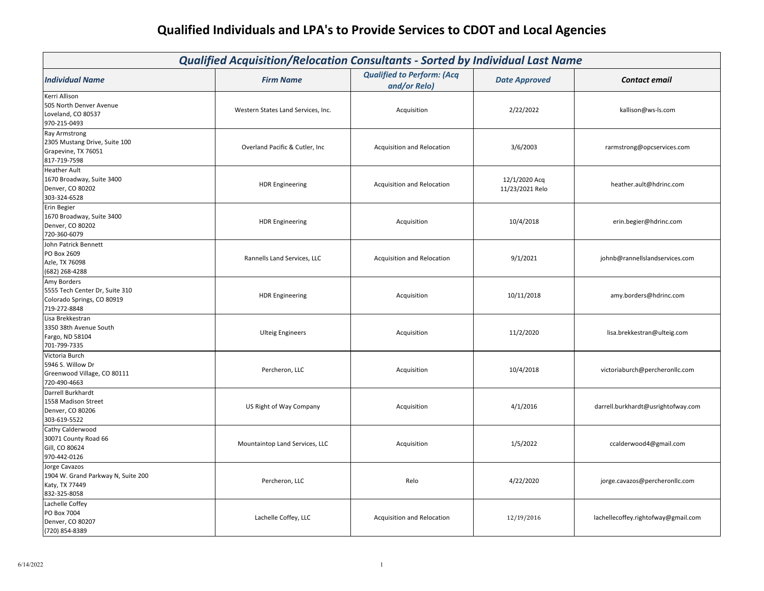# Qualified Individuals and LPA's to Provide Services to CDOT and Local Agencies

| ***Qualified Acquisition/Relocation Consultants - Sorted by Individual Last Name*** | | | | |
|---|---|---|---|---|
| ***Individual Name*** | ***Firm Name*** | ***Qualified to Perform: (Acq and/or Relo)*** | ***Date Approved*** | ***Contact email*** |
| Kerri Allison<br>505 North Denver Avenue<br>Loveland, CO 80537<br>970-215-0493 | Western States Land Services, Inc. | Acquisition | 2/22/2022 | kallison@ws-ls.com |
| Ray Armstrong<br>2305 Mustang Drive, Suite 100<br>Grapevine, TX 76051<br>817-719-7598 | Overland Pacific & Cutler, Inc | Acquisition and Relocation | 3/6/2003 | rarmstrong@opcservices.com |
| Heather Ault<br>1670 Broadway, Suite 3400<br>Denver, CO 80202<br>303-324-6528 | HDR Engineering | Acquisition and Relocation | 12/1/2020 Acq<br>11/23/2021 Relo | heather.ault@hdrinc.com |
| Erin Begier<br>1670 Broadway, Suite 3400<br>Denver, CO 80202<br>720-360-6079 | HDR Engineering | Acquisition | 10/4/2018 | erin.begier@hdrinc.com |
| John Patrick Bennett<br>PO Box 2609<br>Azle, TX 76098<br>(682) 268-4288 | Rannells Land Services, LLC | Acquisition and Relocation | 9/1/2021 | johnb@rannellslandservices.com |
| Amy Borders<br>5555 Tech Center Dr, Suite 310<br>Colorado Springs, CO 80919<br>719-272-8848 | HDR Engineering | Acquisition | 10/11/2018 | amy.borders@hdrinc.com |
| Lisa Brekkestran<br>3350 38th Avenue South<br>Fargo, ND 58104<br>701-799-7335 | Ulteig Engineers | Acquisition | 11/2/2020 | lisa.brekkestran@ulteig.com |
| Victoria Burch<br>5946 S. Willow Dr<br>Greenwood Village, CO 80111<br>720-490-4663 | Percheron, LLC | Acquisition | 10/4/2018 | victoriaburch@percheronllc.com |
| Darrell Burkhardt<br>1558 Madison Street<br>Denver, CO 80206<br>303-619-5522 | US Right of Way Company | Acquisition | 4/1/2016 | darrell.burkhardt@usrightofway.com |
| Cathy Calderwood<br>30071 County Road 66<br>Gill, CO 80624<br>970-442-0126 | Mountaintop Land Services, LLC | Acquisition | 1/5/2022 | ccalderwood4@gmail.com |
| Jorge Cavazos<br>1904 W. Grand Parkway N, Suite 200<br>Katy, TX 77449<br>832-325-8058 | Percheron, LLC | Relo | 4/22/2020 | jorge.cavazos@percheronllc.com |
| Lachelle Coffey<br>PO Box 7004<br>Denver, CO 80207<br>(720) 854-8389 | Lachelle Coffey, LLC | Acquisition and Relocation | 12/19/2016 | lachellecoffey.rightofway@gmail.com |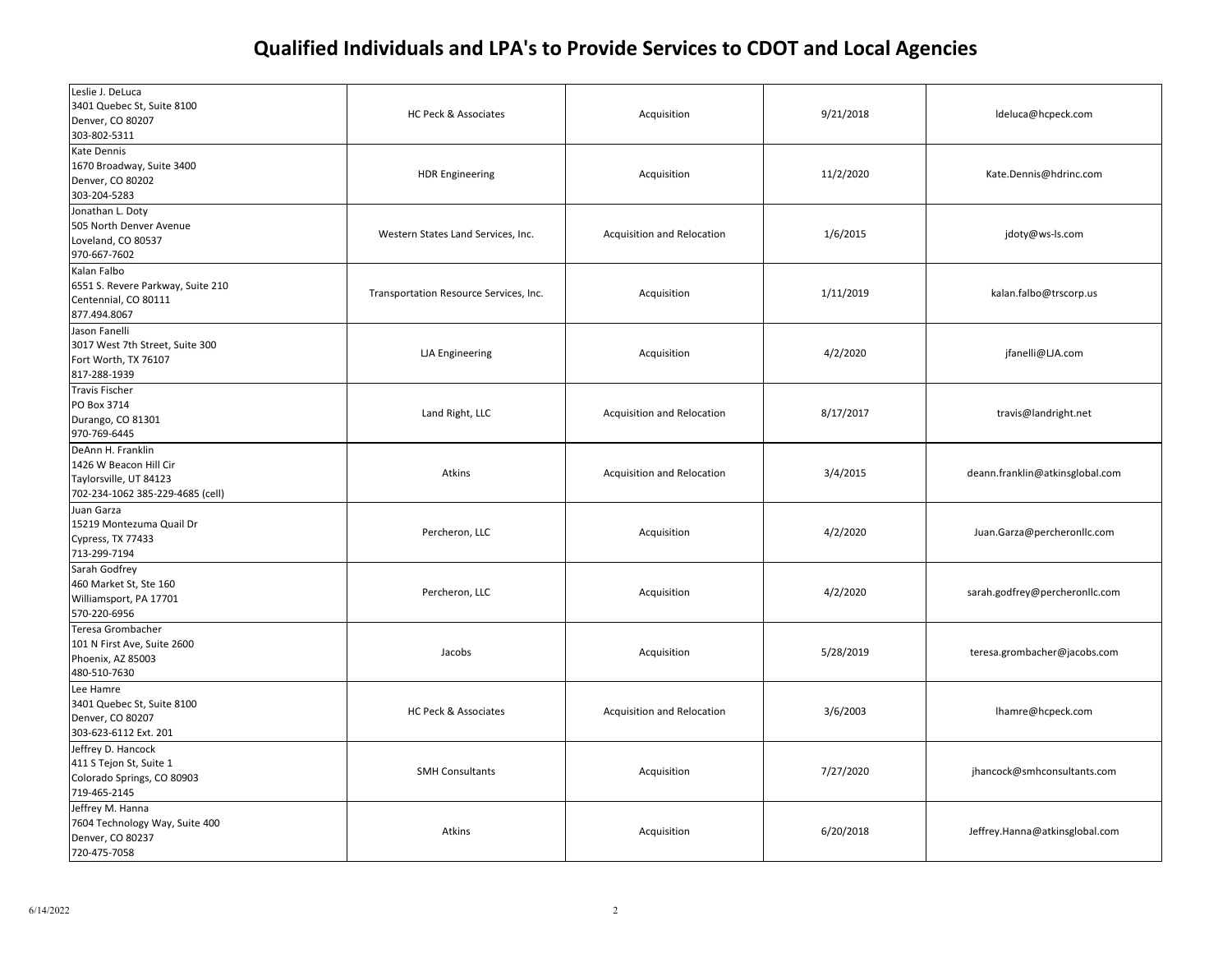# Qualified Individuals and LPA's to Provide Services to CDOT and Local Agencies

| | | | | |
|---|---|---|---|---|
| Leslie J. DeLuca<br>3401 Quebec St, Suite 8100<br>Denver, CO 80207<br>303-802-5311 | HC Peck & Associates | Acquisition | 9/21/2018 | ldeluca@hcpeck.com |
| Kate Dennis<br>1670 Broadway, Suite 3400<br>Denver, CO 80202<br>303-204-5283 | HDR Engineering | Acquisition | 11/2/2020 | Kate.Dennis@hdrinc.com |
| Jonathan L. Doty<br>505 North Denver Avenue<br>Loveland, CO 80537<br>970-667-7602 | Western States Land Services, Inc. | Acquisition and Relocation | 1/6/2015 | jdoty@ws-ls.com |
| Kalan Falbo<br>6551 S. Revere Parkway, Suite 210<br>Centennial, CO 80111<br>877.494.8067 | Transportation Resource Services, Inc. | Acquisition | 1/11/2019 | kalan.falbo@trscorp.us |
| Jason Fanelli<br>3017 West 7th Street, Suite 300<br>Fort Worth, TX 76107<br>817-288-1939 | LJA Engineering | Acquisition | 4/2/2020 | jfanelli@LJA.com |
| Travis Fischer<br>PO Box 3714<br>Durango, CO 81301<br>970-769-6445 | Land Right, LLC | Acquisition and Relocation | 8/17/2017 | travis@landright.net |
| DeAnn H. Franklin<br>1426 W Beacon Hill Cir<br>Taylorsville, UT 84123<br>702-234-1062 385-229-4685 (cell) | Atkins | Acquisition and Relocation | 3/4/2015 | deann.franklin@atkinsglobal.com |
| Juan Garza<br>15219 Montezuma Quail Dr<br>Cypress, TX 77433<br>713-299-7194 | Percheron, LLC | Acquisition | 4/2/2020 | Juan.Garza@percheronllc.com |
| Sarah Godfrey<br>460 Market St, Ste 160<br>Williamsport, PA 17701<br>570-220-6956 | Percheron, LLC | Acquisition | 4/2/2020 | sarah.godfrey@percheronllc.com |
| Teresa Grombacher<br>101 N First Ave, Suite 2600<br>Phoenix, AZ 85003<br>480-510-7630 | Jacobs | Acquisition | 5/28/2019 | teresa.grombacher@jacobs.com |
| Lee Hamre<br>3401 Quebec St, Suite 8100<br>Denver, CO 80207<br>303-623-6112 Ext. 201 | HC Peck & Associates | Acquisition and Relocation | 3/6/2003 | lhamre@hcpeck.com |
| Jeffrey D. Hancock<br>411 S Tejon St, Suite 1<br>Colorado Springs, CO 80903<br>719-465-2145 | SMH Consultants | Acquisition | 7/27/2020 | jhancock@smhconsultants.com |
| Jeffrey M. Hanna<br>7604 Technology Way, Suite 400<br>Denver, CO 80237<br>720-475-7058 | Atkins | Acquisition | 6/20/2018 | Jeffrey.Hanna@atkinsglobal.com |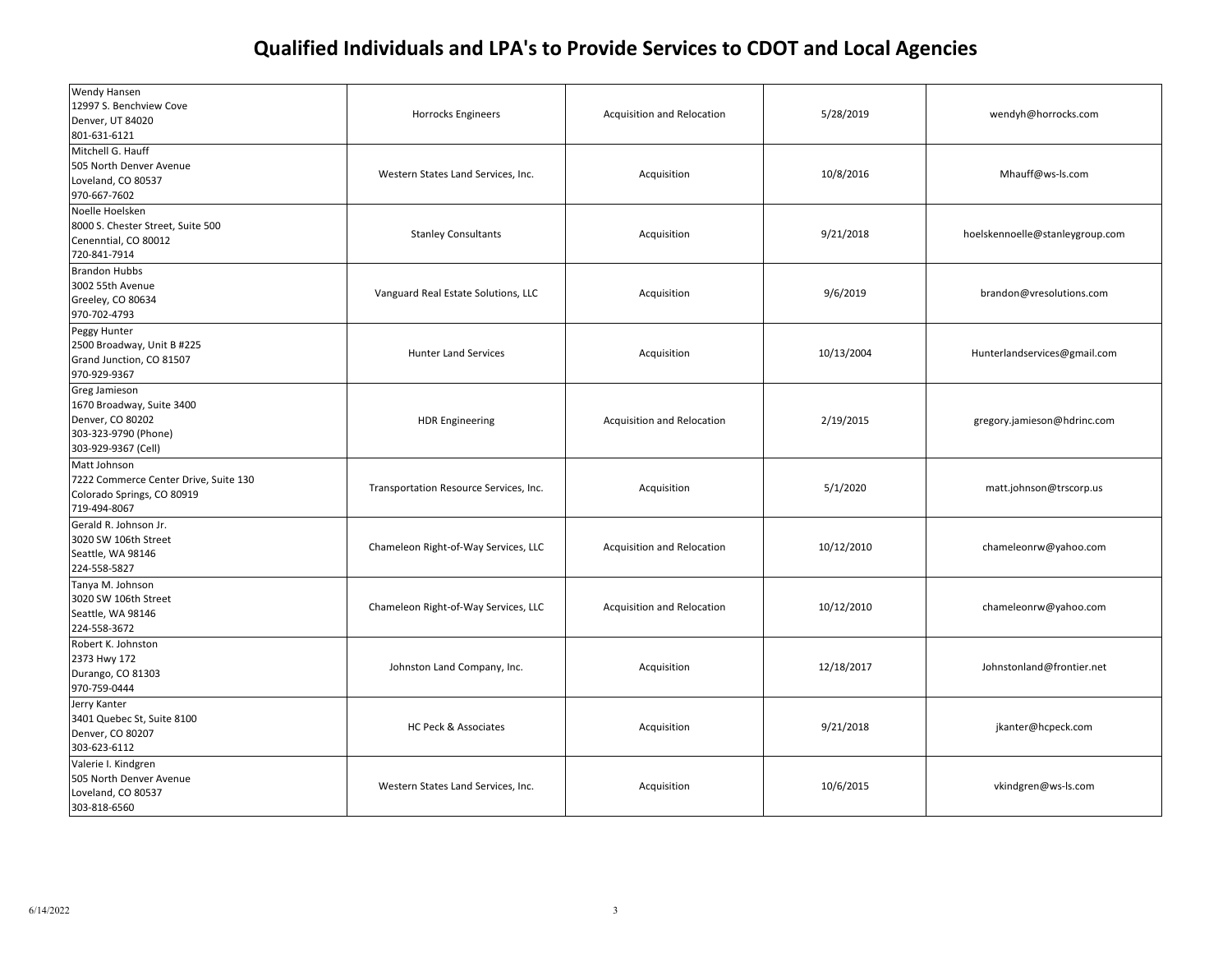# Qualified Individuals and LPA's to Provide Services to CDOT and Local Agencies

| | | | | |
|---|---|---|---|---|
| Wendy Hansen<br>12997 S. Benchview Cove<br>Denver, UT 84020<br>801-631-6121 | Horrocks Engineers | Acquisition and Relocation | 5/28/2019 | wendyh@horrocks.com |
| Mitchell G. Hauff<br>505 North Denver Avenue<br>Loveland, CO 80537<br>970-667-7602 | Western States Land Services, Inc. | Acquisition | 10/8/2016 | Mhauff@ws-ls.com |
| Noelle Hoelsken<br>8000 S. Chester Street, Suite 500<br>Cenenntial, CO 80012<br>720-841-7914 | Stanley Consultants | Acquisition | 9/21/2018 | hoelskennoelle@stanleygroup.com |
| Brandon Hubbs<br>3002 55th Avenue<br>Greeley, CO 80634<br>970-702-4793 | Vanguard Real Estate Solutions, LLC | Acquisition | 9/6/2019 | brandon@vresolutions.com |
| Peggy Hunter<br>2500 Broadway, Unit B #225<br>Grand Junction, CO 81507<br>970-929-9367 | Hunter Land Services | Acquisition | 10/13/2004 | Hunterlandservices@gmail.com |
| Greg Jamieson<br>1670 Broadway, Suite 3400<br>Denver, CO 80202<br>303-323-9790 (Phone)<br>303-929-9367 (Cell) | HDR Engineering | Acquisition and Relocation | 2/19/2015 | gregory.jamieson@hdrinc.com |
| Matt Johnson<br>7222 Commerce Center Drive, Suite 130<br>Colorado Springs, CO 80919<br>719-494-8067 | Transportation Resource Services, Inc. | Acquisition | 5/1/2020 | matt.johnson@trscorp.us |
| Gerald R. Johnson Jr.<br>3020 SW 106th Street<br>Seattle, WA 98146<br>224-558-5827 | Chameleon Right-of-Way Services, LLC | Acquisition and Relocation | 10/12/2010 | chameleonrw@yahoo.com |
| Tanya M. Johnson<br>3020 SW 106th Street<br>Seattle, WA 98146<br>224-558-3672 | Chameleon Right-of-Way Services, LLC | Acquisition and Relocation | 10/12/2010 | chameleonrw@yahoo.com |
| Robert K. Johnston<br>2373 Hwy 172<br>Durango, CO 81303<br>970-759-0444 | Johnston Land Company, Inc. | Acquisition | 12/18/2017 | Johnstonland@frontier.net |
| Jerry Kanter<br>3401 Quebec St, Suite 8100<br>Denver, CO 80207<br>303-623-6112 | HC Peck & Associates | Acquisition | 9/21/2018 | jkanter@hcpeck.com |
| Valerie I. Kindgren<br>505 North Denver Avenue<br>Loveland, CO 80537<br>303-818-6560 | Western States Land Services, Inc. | Acquisition | 10/6/2015 | vkindgren@ws-ls.com |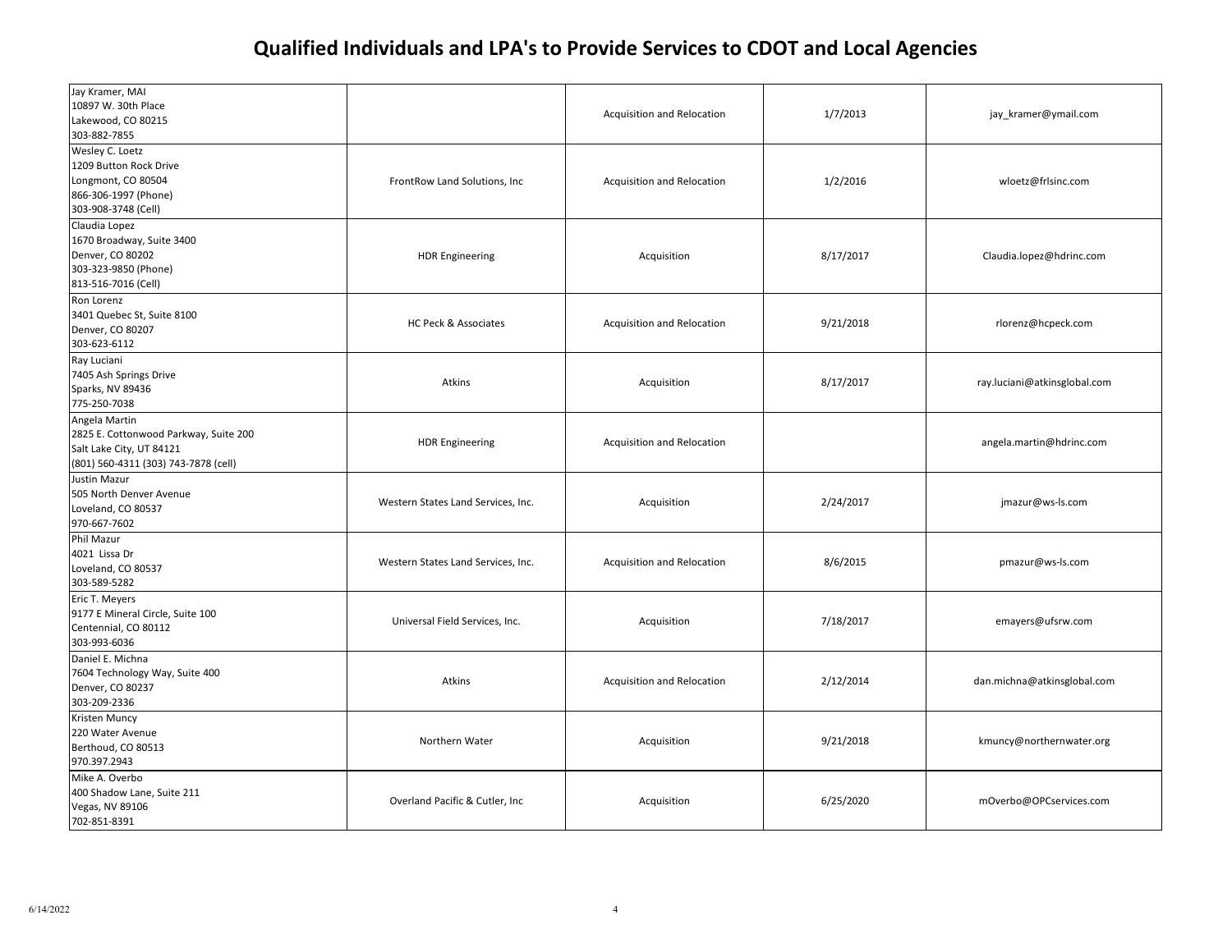# Qualified Individuals and LPA's to Provide Services to CDOT and Local Agencies

| | | | | |
|---|---|---|---|---|
| Jay Kramer, MAI<br>10897 W. 30th Place<br>Lakewood, CO 80215<br>303-882-7855 | | Acquisition and Relocation | 1/7/2013 | jay_kramer@ymail.com |
| Wesley C. Loetz<br>1209 Button Rock Drive<br>Longmont, CO 80504<br>866-306-1997 (Phone)<br>303-908-3748 (Cell) | FrontRow Land Solutions, Inc | Acquisition and Relocation | 1/2/2016 | wloetz@frlsinc.com |
| Claudia Lopez<br>1670 Broadway, Suite 3400<br>Denver, CO 80202<br>303-323-9850 (Phone)<br>813-516-7016 (Cell) | HDR Engineering | Acquisition | 8/17/2017 | Claudia.lopez@hdrinc.com |
| Ron Lorenz<br>3401 Quebec St, Suite 8100<br>Denver, CO 80207<br>303-623-6112 | HC Peck & Associates | Acquisition and Relocation | 9/21/2018 | rlorenz@hcpeck.com |
| Ray Luciani<br>7405 Ash Springs Drive<br>Sparks, NV 89436<br>775-250-7038 | Atkins | Acquisition | 8/17/2017 | ray.luciani@atkinsglobal.com |
| Angela Martin<br>2825 E. Cottonwood Parkway, Suite 200<br>Salt Lake City, UT 84121<br>(801) 560-4311 (303) 743-7878 (cell) | HDR Engineering | Acquisition and Relocation | | angela.martin@hdrinc.com |
| Justin Mazur<br>505 North Denver Avenue<br>Loveland, CO 80537<br>970-667-7602 | Western States Land Services, Inc. | Acquisition | 2/24/2017 | jmazur@ws-ls.com |
| Phil Mazur<br>4021 Lissa Dr<br>Loveland, CO 80537<br>303-589-5282 | Western States Land Services, Inc. | Acquisition and Relocation | 8/6/2015 | pmazur@ws-ls.com |
| Eric T. Meyers<br>9177 E Mineral Circle, Suite 100<br>Centennial, CO 80112<br>303-993-6036 | Universal Field Services, Inc. | Acquisition | 7/18/2017 | emayers@ufsrw.com |
| Daniel E. Michna<br>7604 Technology Way, Suite 400<br>Denver, CO 80237<br>303-209-2336 | Atkins | Acquisition and Relocation | 2/12/2014 | dan.michna@atkinsglobal.com |
| Kristen Muncy<br>220 Water Avenue<br>Berthoud, CO 80513<br>970.397.2943 | Northern Water | Acquisition | 9/21/2018 | kmuncy@northernwater.org |
| Mike A. Overbo<br>400 Shadow Lane, Suite 211<br>Vegas, NV 89106<br>702-851-8391 | Overland Pacific & Cutler, Inc | Acquisition | 6/25/2020 | mOverbo@OPCservices.com |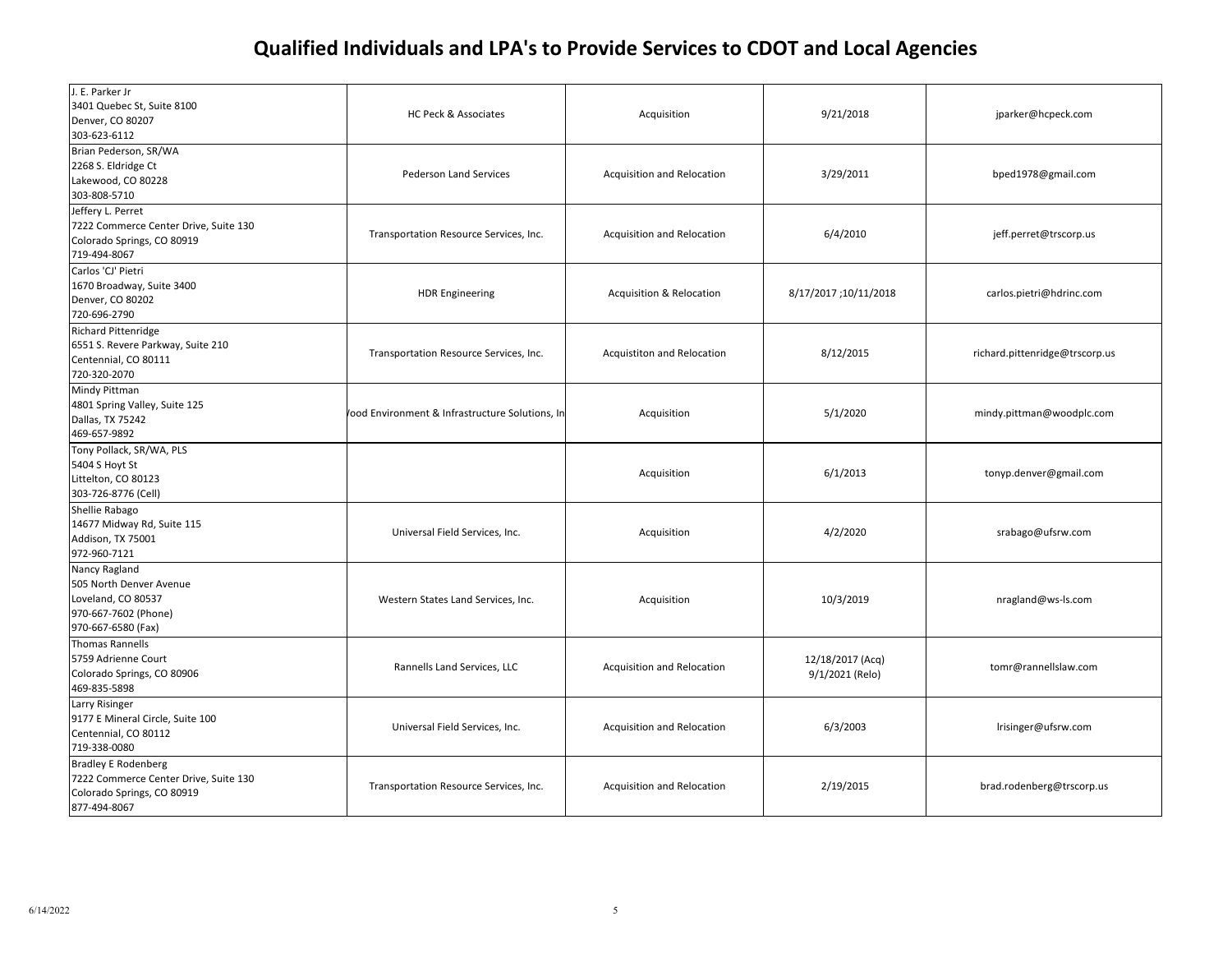# Qualified Individuals and LPA's to Provide Services to CDOT and Local Agencies

| | | | | |
|---|---|---|---|---|
| J. E. Parker Jr<br>3401 Quebec St, Suite 8100<br>Denver, CO 80207<br>303-623-6112 | HC Peck & Associates | Acquisition | 9/21/2018 | jparker@hcpeck.com |
| Brian Pederson, SR/WA<br>2268 S. Eldridge Ct<br>Lakewood, CO 80228<br>303-808-5710 | Pederson Land Services | Acquisition and Relocation | 3/29/2011 | bped1978@gmail.com |
| Jeffery L. Perret<br>7222 Commerce Center Drive, Suite 130<br>Colorado Springs, CO 80919<br>719-494-8067 | Transportation Resource Services, Inc. | Acquisition and Relocation | 6/4/2010 | jeff.perret@trscorp.us |
| Carlos 'CJ' Pietri<br>1670 Broadway, Suite 3400<br>Denver, CO 80202<br>720-696-2790 | HDR Engineering | Acquisition & Relocation | 8/17/2017 ;10/11/2018 | carlos.pietri@hdrinc.com |
| Richard Pittenridge<br>6551 S. Revere Parkway, Suite 210<br>Centennial, CO 80111<br>720-320-2070 | Transportation Resource Services, Inc. | Acquistiton and Relocation | 8/12/2015 | richard.pittenridge@trscorp.us |
| Mindy Pittman<br>4801 Spring Valley, Suite 125<br>Dallas, TX 75242<br>469-657-9892 | /ood Environment & Infrastructure Solutions, In | Acquisition | 5/1/2020 | mindy.pittman@woodplc.com |
| Tony Pollack, SR/WA, PLS<br>5404 S Hoyt St<br>Littelton, CO 80123<br>303-726-8776 (Cell) | | Acquisition | 6/1/2013 | tonyp.denver@gmail.com |
| Shellie Rabago<br>14677 Midway Rd, Suite 115<br>Addison, TX 75001<br>972-960-7121 | Universal Field Services, Inc. | Acquisition | 4/2/2020 | srabago@ufsrw.com |
| Nancy Ragland<br>505 North Denver Avenue<br>Loveland, CO 80537<br>970-667-7602 (Phone)<br>970-667-6580 (Fax) | Western States Land Services, Inc. | Acquisition | 10/3/2019 | nragland@ws-ls.com |
| Thomas Rannells<br>5759 Adrienne Court<br>Colorado Springs, CO 80906<br>469-835-5898 | Rannells Land Services, LLC | Acquisition and Relocation | 12/18/2017 (Acq)<br>9/1/2021 (Relo) | tomr@rannellslaw.com |
| Larry Risinger<br>9177 E Mineral Circle, Suite 100<br>Centennial, CO 80112<br>719-338-0080 | Universal Field Services, Inc. | Acquisition and Relocation | 6/3/2003 | lrisinger@ufsrw.com |
| Bradley E Rodenberg<br>7222 Commerce Center Drive, Suite 130<br>Colorado Springs, CO 80919<br>877-494-8067 | Transportation Resource Services, Inc. | Acquisition and Relocation | 2/19/2015 | brad.rodenberg@trscorp.us |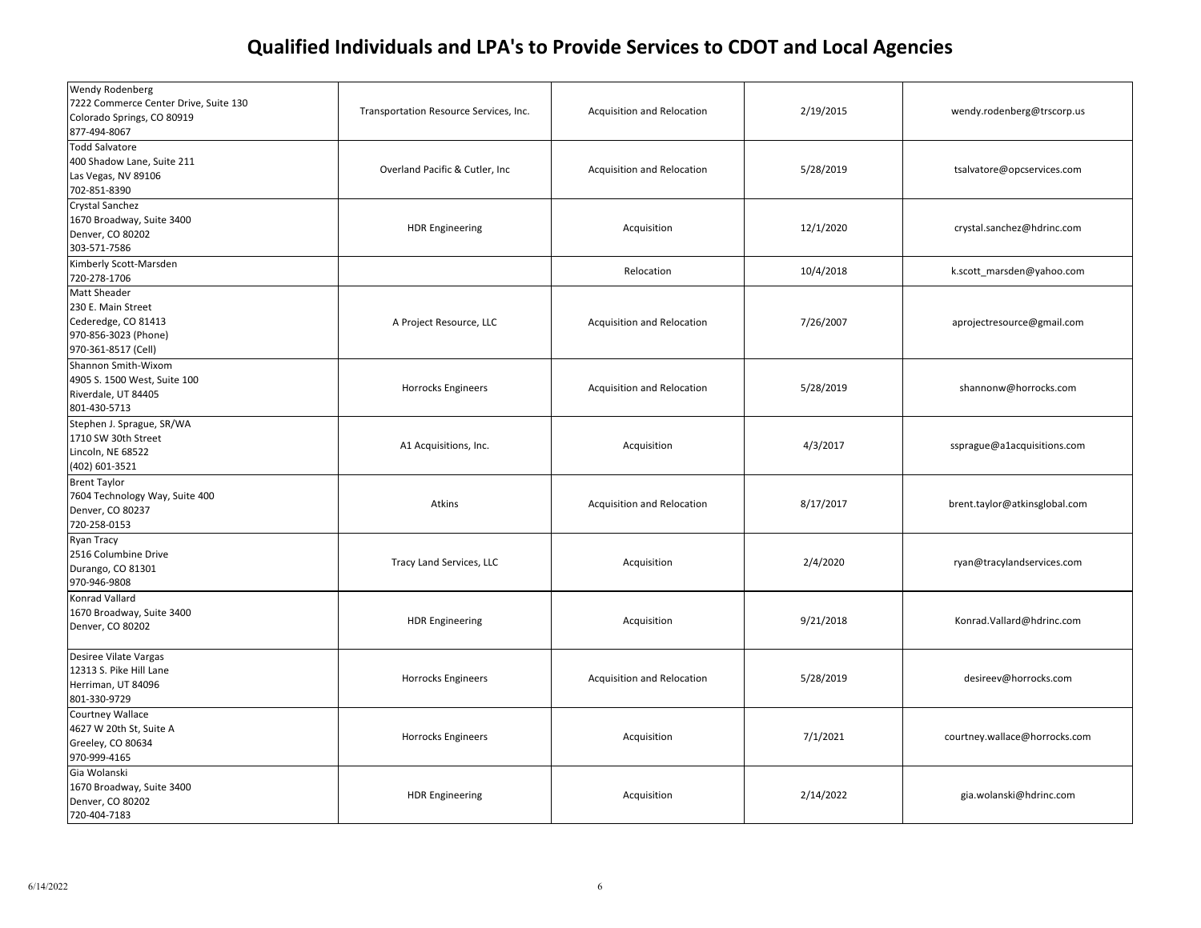# Qualified Individuals and LPA's to Provide Services to CDOT and Local Agencies

| | | | | |
|---|---|---|---|---|
| Wendy Rodenberg<br>7222 Commerce Center Drive, Suite 130<br>Colorado Springs, CO 80919<br>877-494-8067 | Transportation Resource Services, Inc. | Acquisition and Relocation | 2/19/2015 | wendy.rodenberg@trscorp.us |
| Todd Salvatore<br>400 Shadow Lane, Suite 211<br>Las Vegas, NV 89106<br>702-851-8390 | Overland Pacific & Cutler, Inc | Acquisition and Relocation | 5/28/2019 | tsalvatore@opcservices.com |
| Crystal Sanchez<br>1670 Broadway, Suite 3400<br>Denver, CO 80202<br>303-571-7586 | HDR Engineering | Acquisition | 12/1/2020 | crystal.sanchez@hdrinc.com |
| Kimberly Scott-Marsden<br>720-278-1706 | | Relocation | 10/4/2018 | k.scott_marsden@yahoo.com |
| Matt Sheader<br>230 E. Main Street<br>Cederedge, CO 81413<br>970-856-3023 (Phone)<br>970-361-8517 (Cell) | A Project Resource, LLC | Acquisition and Relocation | 7/26/2007 | aprojectresource@gmail.com |
| Shannon Smith-Wixom<br>4905 S. 1500 West, Suite 100<br>Riverdale, UT 84405<br>801-430-5713 | Horrocks Engineers | Acquisition and Relocation | 5/28/2019 | shannonw@horrocks.com |
| Stephen J. Sprague, SR/WA<br>1710 SW 30th Street<br>Lincoln, NE 68522<br>(402) 601-3521 | A1 Acquisitions, Inc. | Acquisition | 4/3/2017 | ssprague@a1acquisitions.com |
| Brent Taylor<br>7604 Technology Way, Suite 400<br>Denver, CO 80237<br>720-258-0153 | Atkins | Acquisition and Relocation | 8/17/2017 | brent.taylor@atkinsglobal.com |
| Ryan Tracy<br>2516 Columbine Drive<br>Durango, CO 81301<br>970-946-9808 | Tracy Land Services, LLC | Acquisition | 2/4/2020 | ryan@tracylandservices.com |
| Konrad Vallard<br>1670 Broadway, Suite 3400<br>Denver, CO 80202 | HDR Engineering | Acquisition | 9/21/2018 | Konrad.Vallard@hdrinc.com |
| Desiree Vilate Vargas<br>12313 S. Pike Hill Lane<br>Herriman, UT 84096<br>801-330-9729 | Horrocks Engineers | Acquisition and Relocation | 5/28/2019 | desireev@horrocks.com |
| Courtney Wallace<br>4627 W 20th St, Suite A<br>Greeley, CO 80634<br>970-999-4165 | Horrocks Engineers | Acquisition | 7/1/2021 | courtney.wallace@horrocks.com |
| Gia Wolanski<br>1670 Broadway, Suite 3400<br>Denver, CO 80202<br>720-404-7183 | HDR Engineering | Acquisition | 2/14/2022 | gia.wolanski@hdrinc.com |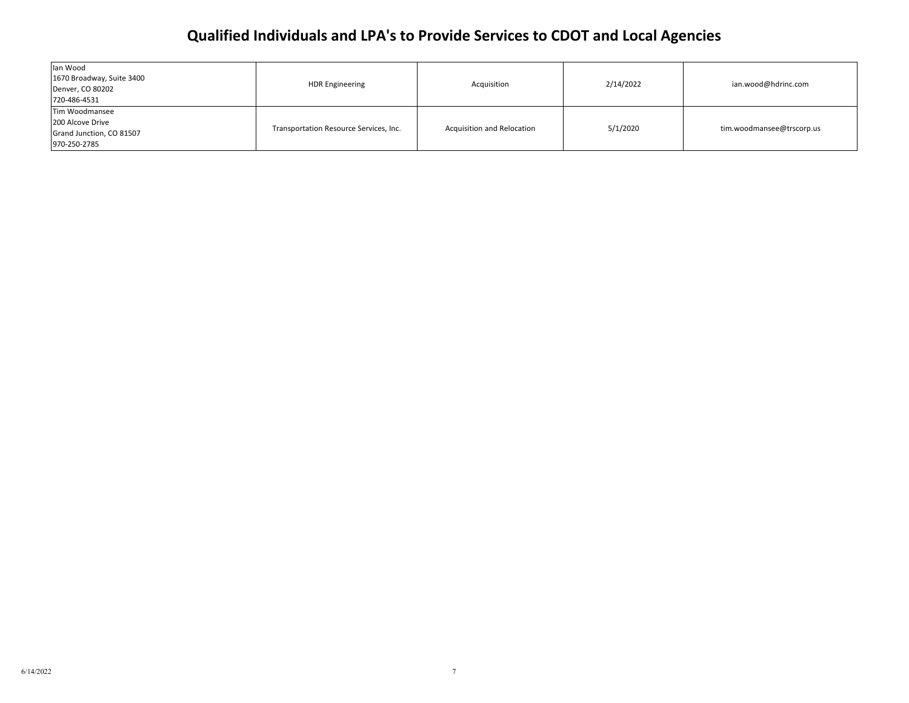# Qualified Individuals and LPA's to Provide Services to CDOT and Local Agencies

| | | | | |
|---|---|---|---|---|
| Ian Wood<br>1670 Broadway, Suite 3400<br>Denver, CO 80202<br>720-486-4531 | HDR Engineering | Acquisition | 2/14/2022 | ian.wood@hdrinc.com |
| Tim Woodmansee<br>200 Alcove Drive<br>Grand Junction, CO 81507<br>970-250-2785 | Transportation Resource Services, Inc. | Acquisition and Relocation | 5/1/2020 | tim.woodmansee@trscorp.us |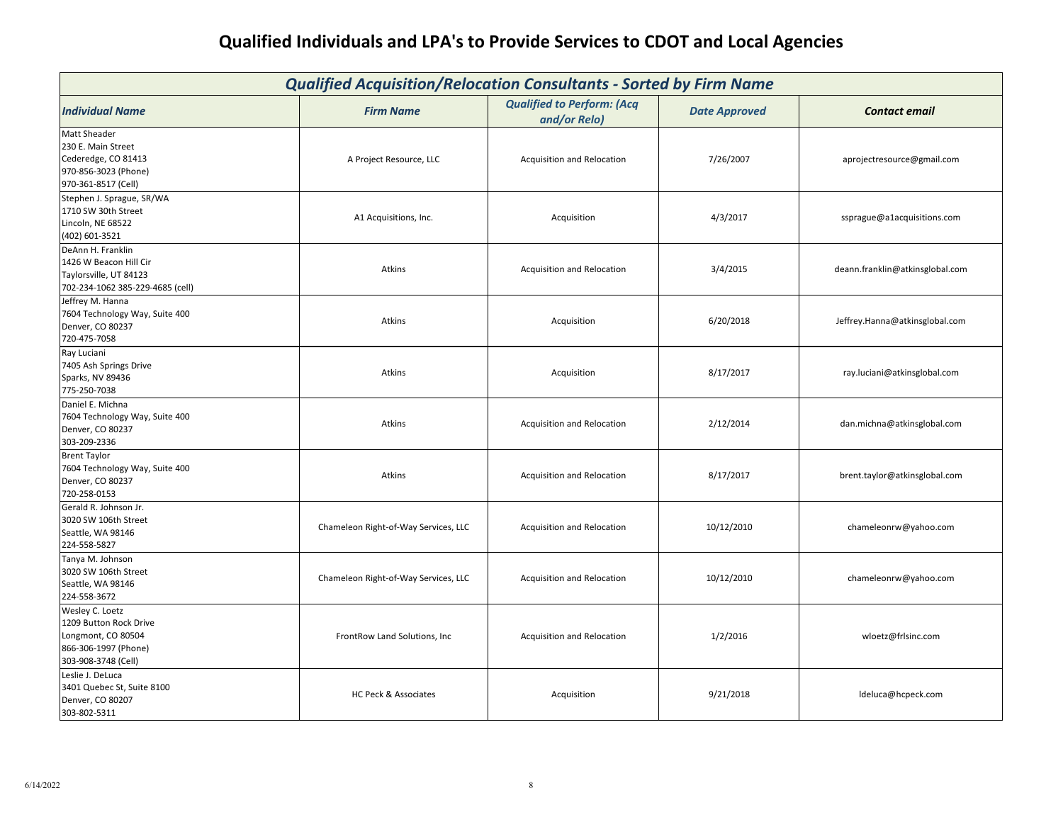# Qualified Individuals and LPA's to Provide Services to CDOT and Local Agencies

| *Qualified Acquisition/Relocation Consultants - Sorted by Firm Name* | | | | |
|---|---|---|---|---|
| ***Individual Name*** | ***Firm Name*** | ***Qualified to Perform: (Acq and/or Relo)*** | ***Date Approved*** | ***Contact email*** |
| Matt Sheader<br>230 E. Main Street<br>Cederedge, CO 81413<br>970-856-3023 (Phone)<br>970-361-8517 (Cell) | A Project Resource, LLC | Acquisition and Relocation | 7/26/2007 | aprojectresource@gmail.com |
| Stephen J. Sprague, SR/WA<br>1710 SW 30th Street<br>Lincoln, NE 68522<br>(402) 601-3521 | A1 Acquisitions, Inc. | Acquisition | 4/3/2017 | ssprague@a1acquisitions.com |
| DeAnn H. Franklin<br>1426 W Beacon Hill Cir<br>Taylorsville, UT 84123<br>702-234-1062 385-229-4685 (cell) | Atkins | Acquisition and Relocation | 3/4/2015 | deann.franklin@atkinsglobal.com |
| Jeffrey M. Hanna<br>7604 Technology Way, Suite 400<br>Denver, CO 80237<br>720-475-7058 | Atkins | Acquisition | 6/20/2018 | Jeffrey.Hanna@atkinsglobal.com |
| Ray Luciani<br>7405 Ash Springs Drive<br>Sparks, NV 89436<br>775-250-7038 | Atkins | Acquisition | 8/17/2017 | ray.luciani@atkinsglobal.com |
| Daniel E. Michna<br>7604 Technology Way, Suite 400<br>Denver, CO 80237<br>303-209-2336 | Atkins | Acquisition and Relocation | 2/12/2014 | dan.michna@atkinsglobal.com |
| Brent Taylor<br>7604 Technology Way, Suite 400<br>Denver, CO 80237<br>720-258-0153 | Atkins | Acquisition and Relocation | 8/17/2017 | brent.taylor@atkinsglobal.com |
| Gerald R. Johnson Jr.<br>3020 SW 106th Street<br>Seattle, WA 98146<br>224-558-5827 | Chameleon Right-of-Way Services, LLC | Acquisition and Relocation | 10/12/2010 | chameleonrw@yahoo.com |
| Tanya M. Johnson<br>3020 SW 106th Street<br>Seattle, WA 98146<br>224-558-3672 | Chameleon Right-of-Way Services, LLC | Acquisition and Relocation | 10/12/2010 | chameleonrw@yahoo.com |
| Wesley C. Loetz<br>1209 Button Rock Drive<br>Longmont, CO 80504<br>866-306-1997 (Phone)<br>303-908-3748 (Cell) | FrontRow Land Solutions, Inc | Acquisition and Relocation | 1/2/2016 | wloetz@frlsinc.com |
| Leslie J. DeLuca<br>3401 Quebec St, Suite 8100<br>Denver, CO 80207<br>303-802-5311 | HC Peck & Associates | Acquisition | 9/21/2018 | ldeluca@hcpeck.com |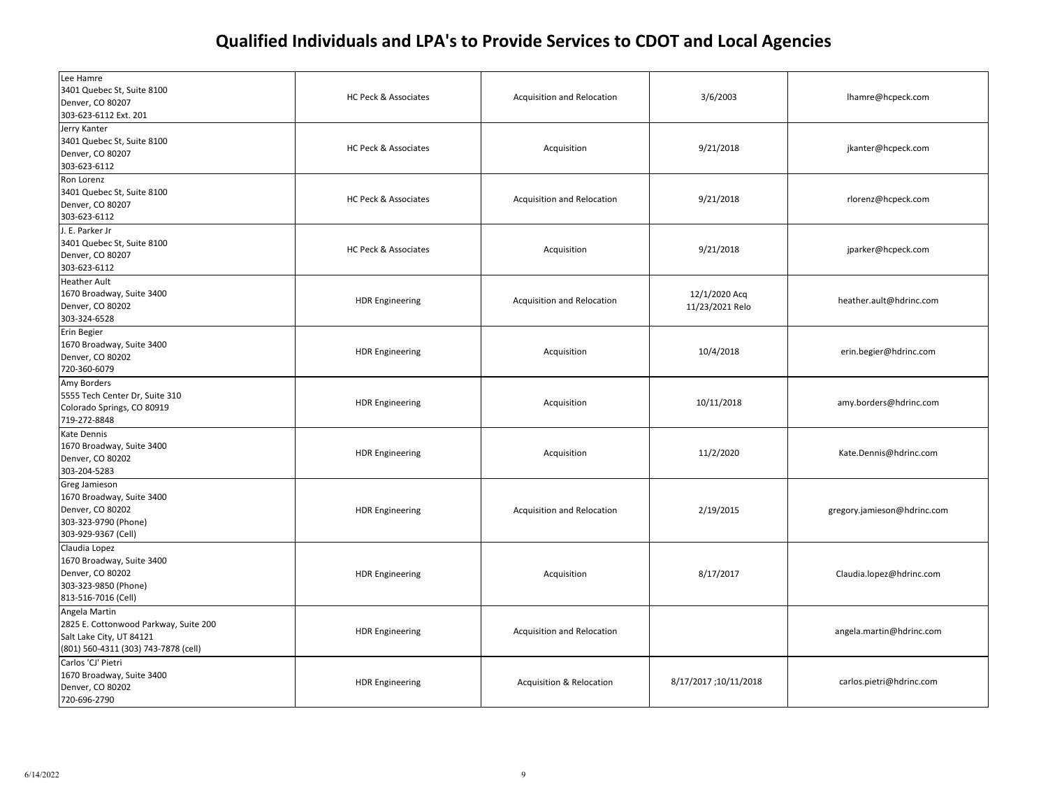# Qualified Individuals and LPA's to Provide Services to CDOT and Local Agencies

| | | | | |
|---|---|---|---|---|
| Lee Hamre<br>3401 Quebec St, Suite 8100<br>Denver, CO 80207<br>303-623-6112 Ext. 201 | HC Peck & Associates | Acquisition and Relocation | 3/6/2003 | lhamre@hcpeck.com |
| Jerry Kanter<br>3401 Quebec St, Suite 8100<br>Denver, CO 80207<br>303-623-6112 | HC Peck & Associates | Acquisition | 9/21/2018 | jkanter@hcpeck.com |
| Ron Lorenz<br>3401 Quebec St, Suite 8100<br>Denver, CO 80207<br>303-623-6112 | HC Peck & Associates | Acquisition and Relocation | 9/21/2018 | rlorenz@hcpeck.com |
| J. E. Parker Jr<br>3401 Quebec St, Suite 8100<br>Denver, CO 80207<br>303-623-6112 | HC Peck & Associates | Acquisition | 9/21/2018 | jparker@hcpeck.com |
| Heather Ault<br>1670 Broadway, Suite 3400<br>Denver, CO 80202<br>303-324-6528 | HDR Engineering | Acquisition and Relocation | 12/1/2020 Acq<br>11/23/2021 Relo | heather.ault@hdrinc.com |
| Erin Begier<br>1670 Broadway, Suite 3400<br>Denver, CO 80202<br>720-360-6079 | HDR Engineering | Acquisition | 10/4/2018 | erin.begier@hdrinc.com |
| Amy Borders<br>5555 Tech Center Dr, Suite 310<br>Colorado Springs, CO 80919<br>719-272-8848 | HDR Engineering | Acquisition | 10/11/2018 | amy.borders@hdrinc.com |
| Kate Dennis<br>1670 Broadway, Suite 3400<br>Denver, CO 80202<br>303-204-5283 | HDR Engineering | Acquisition | 11/2/2020 | Kate.Dennis@hdrinc.com |
| Greg Jamieson<br>1670 Broadway, Suite 3400<br>Denver, CO 80202<br>303-323-9790 (Phone)<br>303-929-9367 (Cell) | HDR Engineering | Acquisition and Relocation | 2/19/2015 | gregory.jamieson@hdrinc.com |
| Claudia Lopez<br>1670 Broadway, Suite 3400<br>Denver, CO 80202<br>303-323-9850 (Phone)<br>813-516-7016 (Cell) | HDR Engineering | Acquisition | 8/17/2017 | Claudia.lopez@hdrinc.com |
| Angela Martin<br>2825 E. Cottonwood Parkway, Suite 200<br>Salt Lake City, UT 84121<br>(801) 560-4311 (303) 743-7878 (cell) | HDR Engineering | Acquisition and Relocation | | angela.martin@hdrinc.com |
| Carlos 'CJ' Pietri<br>1670 Broadway, Suite 3400<br>Denver, CO 80202<br>720-696-2790 | HDR Engineering | Acquisition & Relocation | 8/17/2017 ;10/11/2018 | carlos.pietri@hdrinc.com |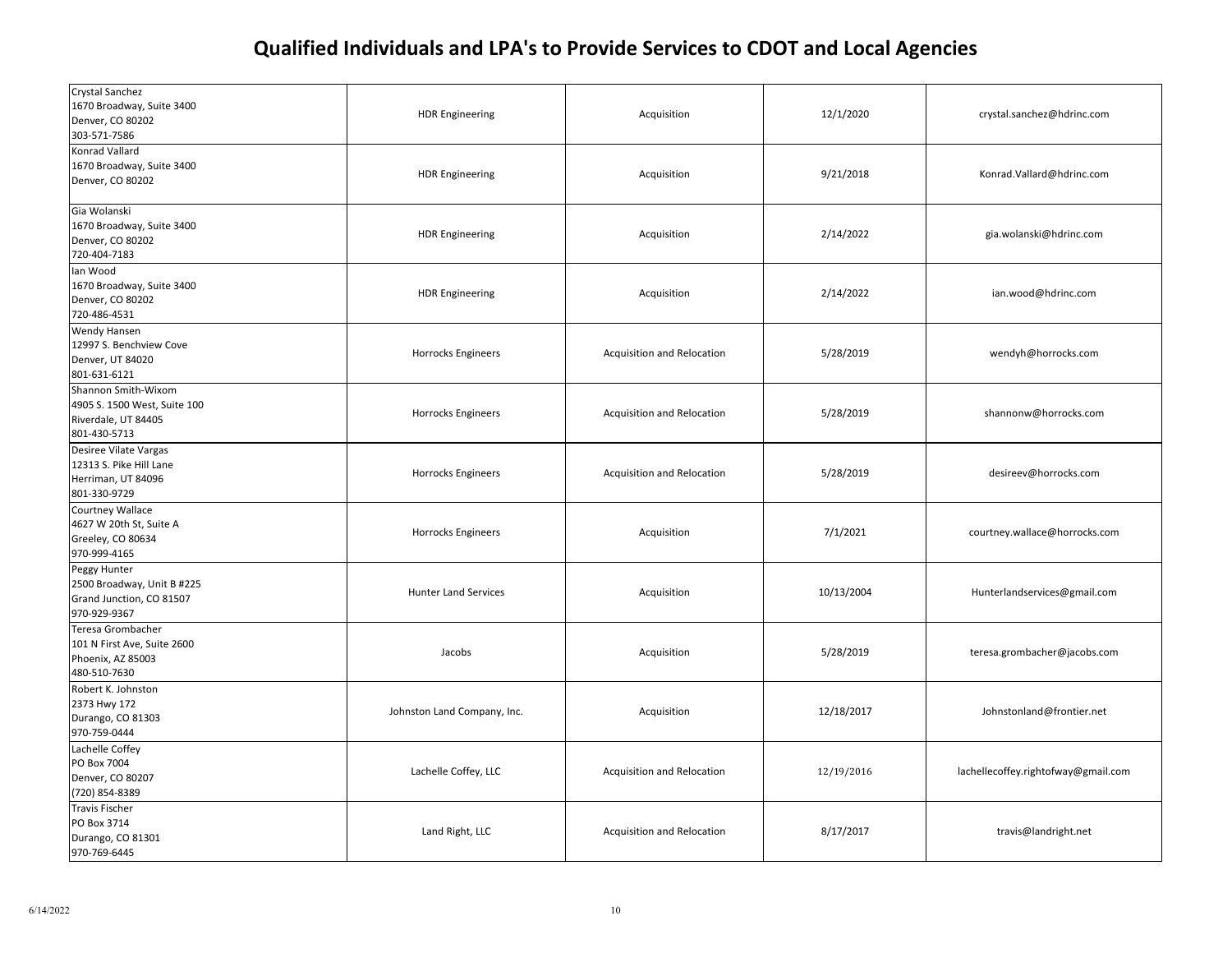# Qualified Individuals and LPA's to Provide Services to CDOT and Local Agencies

| | | | | |
|---|---|---|---|---|
| Crystal Sanchez<br>1670 Broadway, Suite 3400<br>Denver, CO 80202<br>303-571-7586 | HDR Engineering | Acquisition | 12/1/2020 | crystal.sanchez@hdrinc.com |
| Konrad Vallard<br>1670 Broadway, Suite 3400<br>Denver, CO 80202 | HDR Engineering | Acquisition | 9/21/2018 | Konrad.Vallard@hdrinc.com |
| Gia Wolanski<br>1670 Broadway, Suite 3400<br>Denver, CO 80202<br>720-404-7183 | HDR Engineering | Acquisition | 2/14/2022 | gia.wolanski@hdrinc.com |
| Ian Wood<br>1670 Broadway, Suite 3400<br>Denver, CO 80202<br>720-486-4531 | HDR Engineering | Acquisition | 2/14/2022 | ian.wood@hdrinc.com |
| Wendy Hansen<br>12997 S. Benchview Cove<br>Denver, UT 84020<br>801-631-6121 | Horrocks Engineers | Acquisition and Relocation | 5/28/2019 | wendyh@horrocks.com |
| Shannon Smith-Wixom<br>4905 S. 1500 West, Suite 100<br>Riverdale, UT 84405<br>801-430-5713 | Horrocks Engineers | Acquisition and Relocation | 5/28/2019 | shannonw@horrocks.com |
| Desiree Vilate Vargas<br>12313 S. Pike Hill Lane<br>Herriman, UT 84096<br>801-330-9729 | Horrocks Engineers | Acquisition and Relocation | 5/28/2019 | desireev@horrocks.com |
| Courtney Wallace<br>4627 W 20th St, Suite A<br>Greeley, CO 80634<br>970-999-4165 | Horrocks Engineers | Acquisition | 7/1/2021 | courtney.wallace@horrocks.com |
| Peggy Hunter<br>2500 Broadway, Unit B #225<br>Grand Junction, CO 81507<br>970-929-9367 | Hunter Land Services | Acquisition | 10/13/2004 | Hunterlandservices@gmail.com |
| Teresa Grombacher<br>101 N First Ave, Suite 2600<br>Phoenix, AZ 85003<br>480-510-7630 | Jacobs | Acquisition | 5/28/2019 | teresa.grombacher@jacobs.com |
| Robert K. Johnston<br>2373 Hwy 172<br>Durango, CO 81303<br>970-759-0444 | Johnston Land Company, Inc. | Acquisition | 12/18/2017 | Johnstonland@frontier.net |
| Lachelle Coffey<br>PO Box 7004<br>Denver, CO 80207<br>(720) 854-8389 | Lachelle Coffey, LLC | Acquisition and Relocation | 12/19/2016 | lachellecoffey.rightofway@gmail.com |
| Travis Fischer<br>PO Box 3714<br>Durango, CO 81301<br>970-769-6445 | Land Right, LLC | Acquisition and Relocation | 8/17/2017 | travis@landright.net |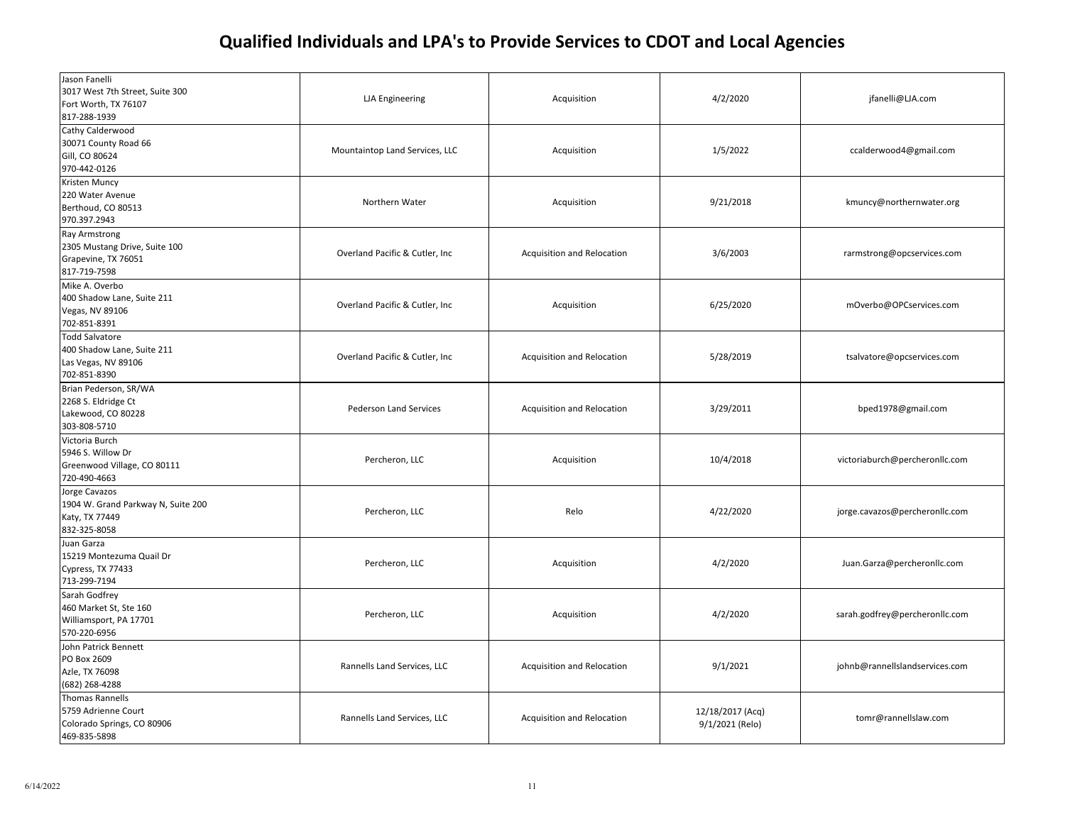# Qualified Individuals and LPA's to Provide Services to CDOT and Local Agencies

| | | | | |
|---|---|---|---|---|
| Jason Fanelli<br>3017 West 7th Street, Suite 300<br>Fort Worth, TX 76107<br>817-288-1939 | LJA Engineering | Acquisition | 4/2/2020 | jfanelli@LJA.com |
| Cathy Calderwood<br>30071 County Road 66<br>Gill, CO 80624<br>970-442-0126 | Mountaintop Land Services, LLC | Acquisition | 1/5/2022 | ccalderwood4@gmail.com |
| Kristen Muncy<br>220 Water Avenue<br>Berthoud, CO 80513<br>970.397.2943 | Northern Water | Acquisition | 9/21/2018 | kmuncy@northernwater.org |
| Ray Armstrong<br>2305 Mustang Drive, Suite 100<br>Grapevine, TX 76051<br>817-719-7598 | Overland Pacific & Cutler, Inc | Acquisition and Relocation | 3/6/2003 | rarmstrong@opcservices.com |
| Mike A. Overbo<br>400 Shadow Lane, Suite 211<br>Vegas, NV 89106<br>702-851-8391 | Overland Pacific & Cutler, Inc | Acquisition | 6/25/2020 | mOverbo@OPCservices.com |
| Todd Salvatore<br>400 Shadow Lane, Suite 211<br>Las Vegas, NV 89106<br>702-851-8390 | Overland Pacific & Cutler, Inc | Acquisition and Relocation | 5/28/2019 | tsalvatore@opcservices.com |
| Brian Pederson, SR/WA<br>2268 S. Eldridge Ct<br>Lakewood, CO 80228<br>303-808-5710 | Pederson Land Services | Acquisition and Relocation | 3/29/2011 | bped1978@gmail.com |
| Victoria Burch<br>5946 S. Willow Dr<br>Greenwood Village, CO 80111<br>720-490-4663 | Percheron, LLC | Acquisition | 10/4/2018 | victoriaburch@percheronllc.com |
| Jorge Cavazos<br>1904 W. Grand Parkway N, Suite 200<br>Katy, TX 77449<br>832-325-8058 | Percheron, LLC | Relo | 4/22/2020 | jorge.cavazos@percheronllc.com |
| Juan Garza<br>15219 Montezuma Quail Dr<br>Cypress, TX 77433<br>713-299-7194 | Percheron, LLC | Acquisition | 4/2/2020 | Juan.Garza@percheronllc.com |
| Sarah Godfrey<br>460 Market St, Ste 160<br>Williamsport, PA 17701<br>570-220-6956 | Percheron, LLC | Acquisition | 4/2/2020 | sarah.godfrey@percheronllc.com |
| John Patrick Bennett<br>PO Box 2609<br>Azle, TX 76098<br>(682) 268-4288 | Rannells Land Services, LLC | Acquisition and Relocation | 9/1/2021 | johnb@rannellslandservices.com |
| Thomas Rannells<br>5759 Adrienne Court<br>Colorado Springs, CO 80906<br>469-835-5898 | Rannells Land Services, LLC | Acquisition and Relocation | 12/18/2017 (Acq)<br>9/1/2021 (Relo) | tomr@rannellslaw.com |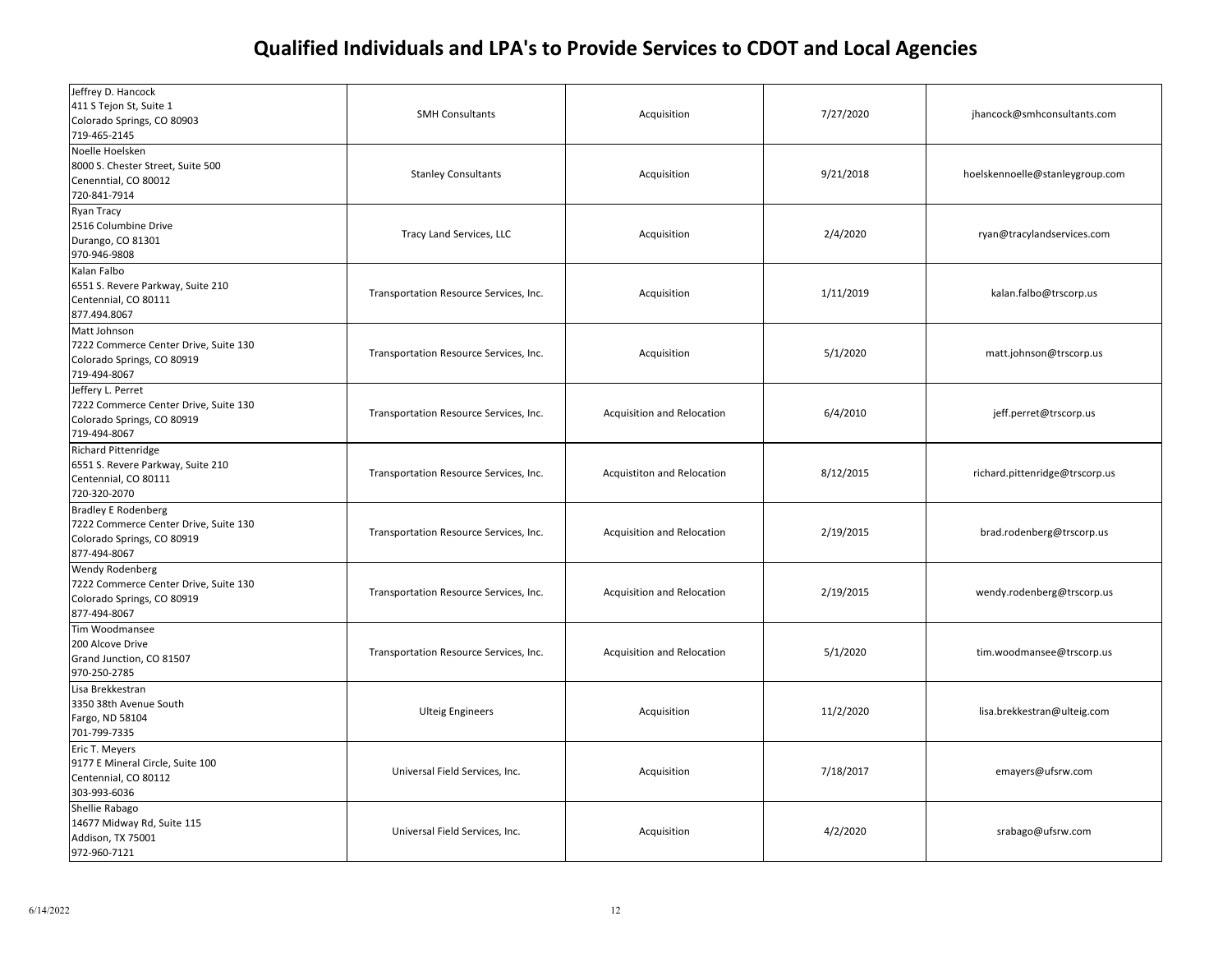# Qualified Individuals and LPA's to Provide Services to CDOT and Local Agencies

| | | | | |
|---|---|---|---|---|
| Jeffrey D. Hancock<br>411 S Tejon St, Suite 1<br>Colorado Springs, CO 80903<br>719-465-2145 | SMH Consultants | Acquisition | 7/27/2020 | jhancock@smhconsultants.com |
| Noelle Hoelsken<br>8000 S. Chester Street, Suite 500<br>Cenenntial, CO 80012<br>720-841-7914 | Stanley Consultants | Acquisition | 9/21/2018 | hoelskennoelle@stanleygroup.com |
| Ryan Tracy<br>2516 Columbine Drive<br>Durango, CO 81301<br>970-946-9808 | Tracy Land Services, LLC | Acquisition | 2/4/2020 | ryan@tracylandservices.com |
| Kalan Falbo<br>6551 S. Revere Parkway, Suite 210<br>Centennial, CO 80111<br>877.494.8067 | Transportation Resource Services, Inc. | Acquisition | 1/11/2019 | kalan.falbo@trscorp.us |
| Matt Johnson<br>7222 Commerce Center Drive, Suite 130<br>Colorado Springs, CO 80919<br>719-494-8067 | Transportation Resource Services, Inc. | Acquisition | 5/1/2020 | matt.johnson@trscorp.us |
| Jeffery L. Perret<br>7222 Commerce Center Drive, Suite 130<br>Colorado Springs, CO 80919<br>719-494-8067 | Transportation Resource Services, Inc. | Acquisition and Relocation | 6/4/2010 | jeff.perret@trscorp.us |
| Richard Pittenridge<br>6551 S. Revere Parkway, Suite 210<br>Centennial, CO 80111<br>720-320-2070 | Transportation Resource Services, Inc. | Acquistiton and Relocation | 8/12/2015 | richard.pittenridge@trscorp.us |
| Bradley E Rodenberg<br>7222 Commerce Center Drive, Suite 130<br>Colorado Springs, CO 80919<br>877-494-8067 | Transportation Resource Services, Inc. | Acquisition and Relocation | 2/19/2015 | brad.rodenberg@trscorp.us |
| Wendy Rodenberg<br>7222 Commerce Center Drive, Suite 130<br>Colorado Springs, CO 80919<br>877-494-8067 | Transportation Resource Services, Inc. | Acquisition and Relocation | 2/19/2015 | wendy.rodenberg@trscorp.us |
| Tim Woodmansee<br>200 Alcove Drive<br>Grand Junction, CO 81507<br>970-250-2785 | Transportation Resource Services, Inc. | Acquisition and Relocation | 5/1/2020 | tim.woodmansee@trscorp.us |
| Lisa Brekkestran<br>3350 38th Avenue South<br>Fargo, ND 58104<br>701-799-7335 | Ulteig Engineers | Acquisition | 11/2/2020 | lisa.brekkestran@ulteig.com |
| Eric T. Meyers<br>9177 E Mineral Circle, Suite 100<br>Centennial, CO 80112<br>303-993-6036 | Universal Field Services, Inc. | Acquisition | 7/18/2017 | emayers@ufsrw.com |
| Shellie Rabago<br>14677 Midway Rd, Suite 115<br>Addison, TX 75001<br>972-960-7121 | Universal Field Services, Inc. | Acquisition | 4/2/2020 | srabago@ufsrw.com |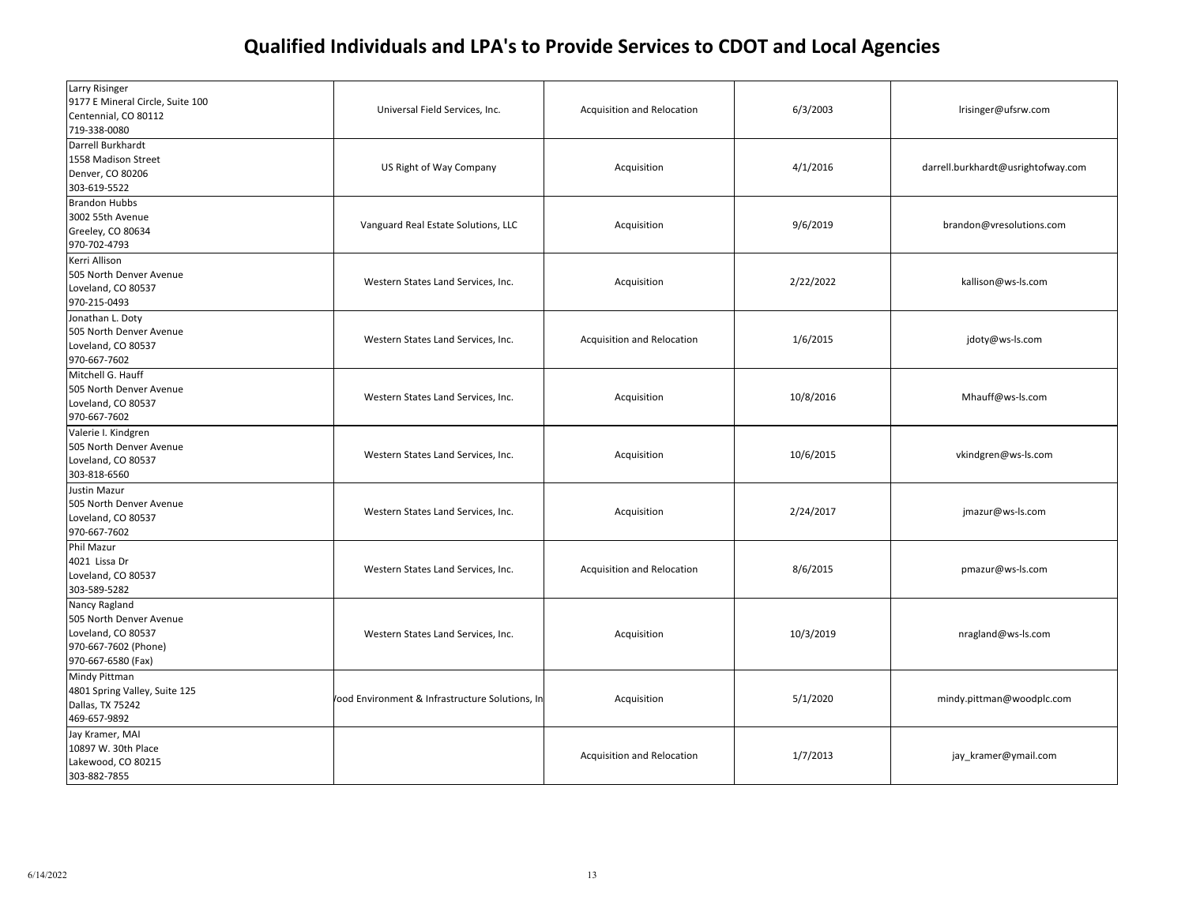# Qualified Individuals and LPA's to Provide Services to CDOT and Local Agencies

| | | | | |
|---|---|---|---|---|
| Larry Risinger<br>9177 E Mineral Circle, Suite 100<br>Centennial, CO 80112<br>719-338-0080 | Universal Field Services, Inc. | Acquisition and Relocation | 6/3/2003 | lrisinger@ufsrw.com |
| Darrell Burkhardt<br>1558 Madison Street<br>Denver, CO 80206<br>303-619-5522 | US Right of Way Company | Acquisition | 4/1/2016 | darrell.burkhardt@usrightofway.com |
| Brandon Hubbs<br>3002 55th Avenue<br>Greeley, CO 80634<br>970-702-4793 | Vanguard Real Estate Solutions, LLC | Acquisition | 9/6/2019 | brandon@vresolutions.com |
| Kerri Allison<br>505 North Denver Avenue<br>Loveland, CO 80537<br>970-215-0493 | Western States Land Services, Inc. | Acquisition | 2/22/2022 | kallison@ws-ls.com |
| Jonathan L. Doty<br>505 North Denver Avenue<br>Loveland, CO 80537<br>970-667-7602 | Western States Land Services, Inc. | Acquisition and Relocation | 1/6/2015 | jdoty@ws-ls.com |
| Mitchell G. Hauff<br>505 North Denver Avenue<br>Loveland, CO 80537<br>970-667-7602 | Western States Land Services, Inc. | Acquisition | 10/8/2016 | Mhauff@ws-ls.com |
| Valerie I. Kindgren<br>505 North Denver Avenue<br>Loveland, CO 80537<br>303-818-6560 | Western States Land Services, Inc. | Acquisition | 10/6/2015 | vkindgren@ws-ls.com |
| Justin Mazur<br>505 North Denver Avenue<br>Loveland, CO 80537<br>970-667-7602 | Western States Land Services, Inc. | Acquisition | 2/24/2017 | jmazur@ws-ls.com |
| Phil Mazur<br>4021 Lissa Dr<br>Loveland, CO 80537<br>303-589-5282 | Western States Land Services, Inc. | Acquisition and Relocation | 8/6/2015 | pmazur@ws-ls.com |
| Nancy Ragland<br>505 North Denver Avenue<br>Loveland, CO 80537<br>970-667-7602 (Phone)<br>970-667-6580 (Fax) | Western States Land Services, Inc. | Acquisition | 10/3/2019 | nragland@ws-ls.com |
| Mindy Pittman<br>4801 Spring Valley, Suite 125<br>Dallas, TX 75242<br>469-657-9892 | Vood Environment & Infrastructure Solutions, In | Acquisition | 5/1/2020 | mindy.pittman@woodplc.com |
| Jay Kramer, MAI<br>10897 W. 30th Place<br>Lakewood, CO 80215<br>303-882-7855 | | Acquisition and Relocation | 1/7/2013 | jay_kramer@ymail.com |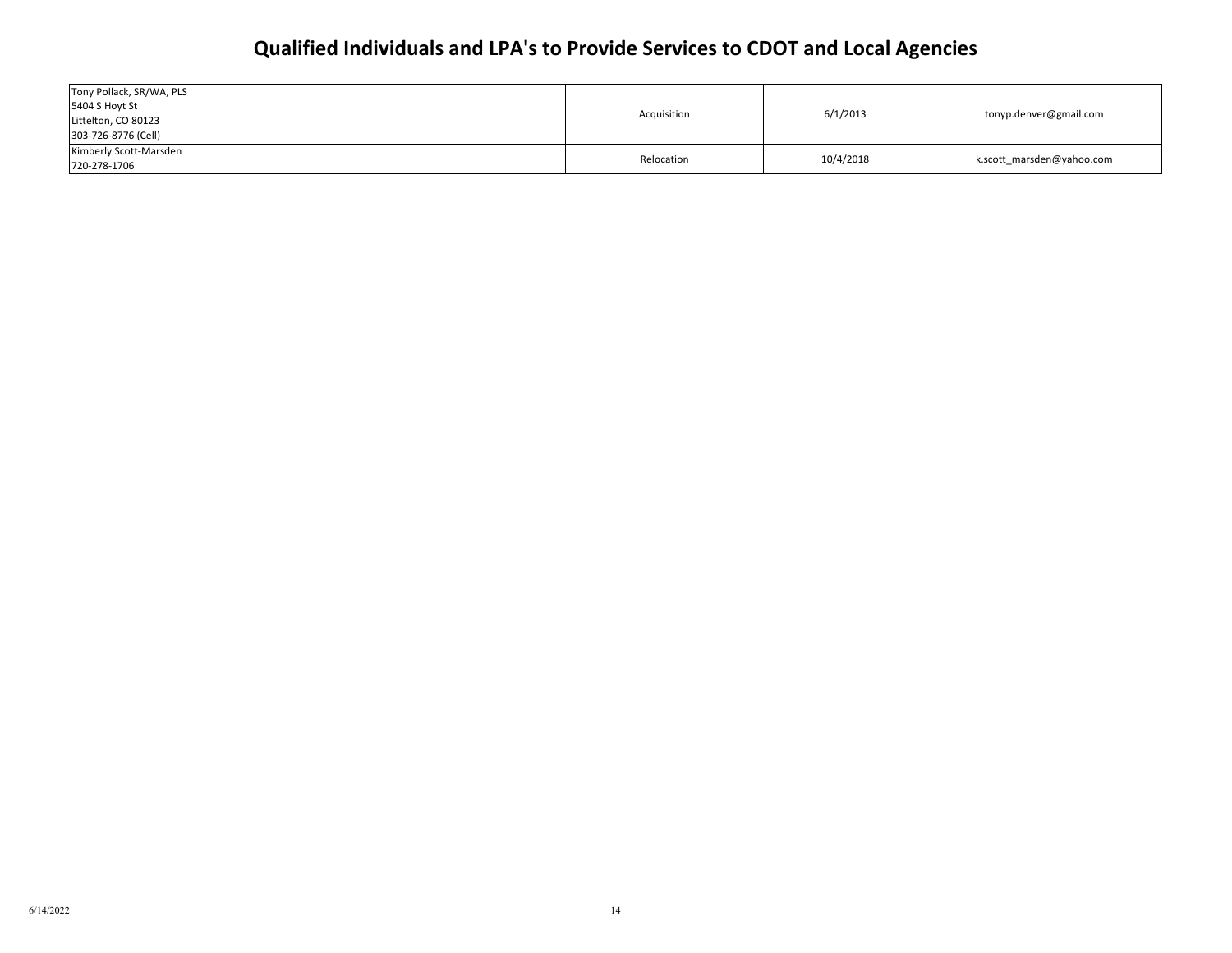# Qualified Individuals and LPA's to Provide Services to CDOT and Local Agencies

| | | | | |
|---|---|---|---|---|
| Tony Pollack, SR/WA, PLS<br>5404 S Hoyt St<br>Littelton, CO 80123<br>303-726-8776 (Cell) | | Acquisition | 6/1/2013 | tonyp.denver@gmail.com |
| Kimberly Scott-Marsden<br>720-278-1706 | | Relocation | 10/4/2018 | k.scott_marsden@yahoo.com |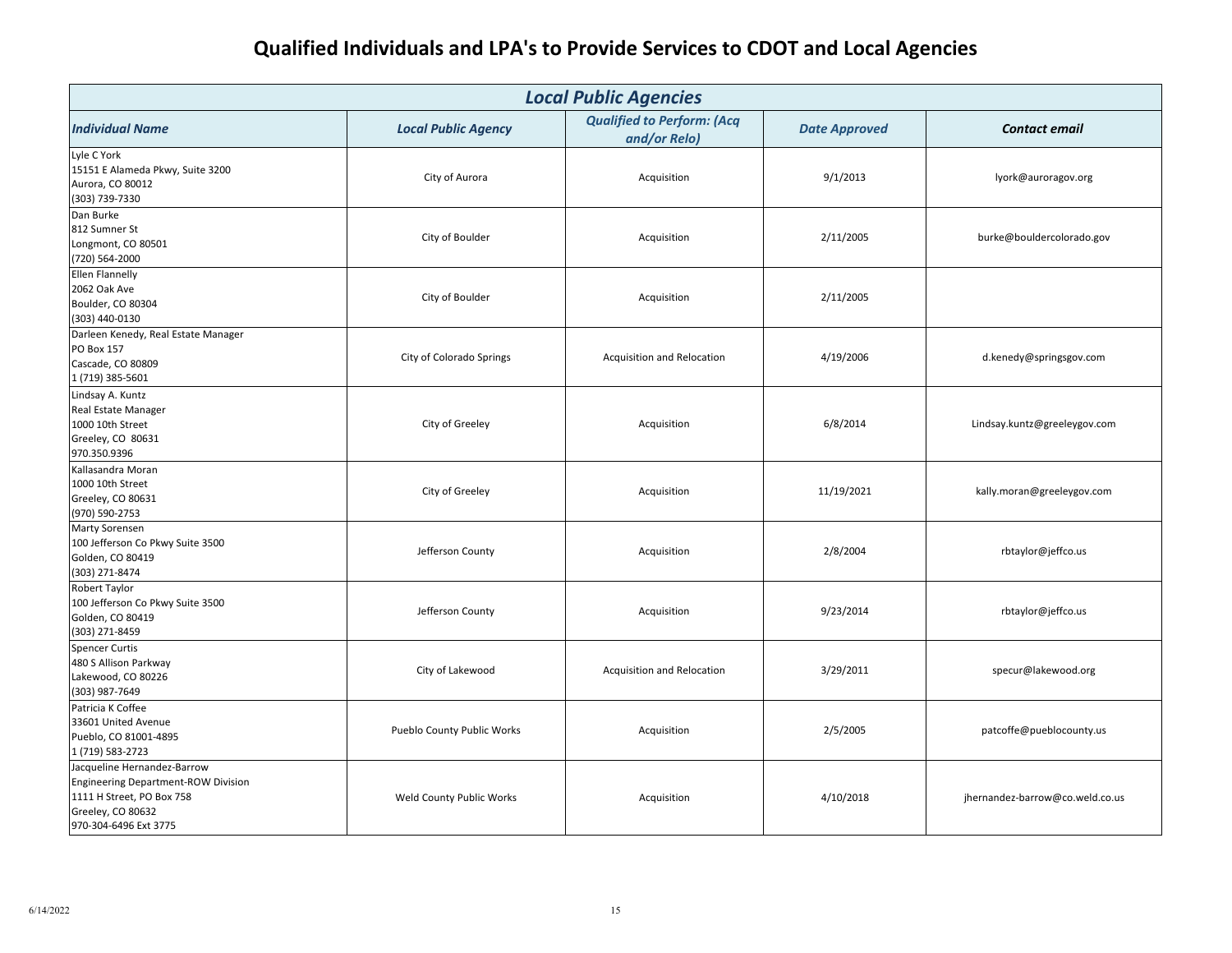# Qualified Individuals and LPA's to Provide Services to CDOT and Local Agencies

| *Local Public Agencies* | | | | |
|---|---|---|---|---|
| ***Individual Name*** | ***Local Public Agency*** | ***Qualified to Perform: (Acq and/or Relo)*** | ***Date Approved*** | ***Contact email*** |
| Lyle C York<br>15151 E Alameda Pkwy, Suite 3200<br>Aurora, CO 80012<br>(303) 739-7330 | City of Aurora | Acquisition | 9/1/2013 | lyork@auroragov.org |
| Dan Burke<br>812 Sumner St<br>Longmont, CO 80501<br>(720) 564-2000 | City of Boulder | Acquisition | 2/11/2005 | burke@bouldercolorado.gov |
| Ellen Flannelly<br>2062 Oak Ave<br>Boulder, CO 80304<br>(303) 440-0130 | City of Boulder | Acquisition | 2/11/2005 | |
| Darleen Kenedy, Real Estate Manager<br>PO Box 157<br>Cascade, CO 80809<br>1 (719) 385-5601 | City of Colorado Springs | Acquisition and Relocation | 4/19/2006 | d.kenedy@springsgov.com |
| Lindsay A. Kuntz<br>Real Estate Manager<br>1000 10th Street<br>Greeley, CO 80631<br>970.350.9396 | City of Greeley | Acquisition | 6/8/2014 | Lindsay.kuntz@greeleygov.com |
| Kallasandra Moran<br>1000 10th Street<br>Greeley, CO 80631<br>(970) 590-2753 | City of Greeley | Acquisition | 11/19/2021 | kally.moran@greeleygov.com |
| Marty Sorensen<br>100 Jefferson Co Pkwy Suite 3500<br>Golden, CO 80419<br>(303) 271-8474 | Jefferson County | Acquisition | 2/8/2004 | rbtaylor@jeffco.us |
| Robert Taylor<br>100 Jefferson Co Pkwy Suite 3500<br>Golden, CO 80419<br>(303) 271-8459 | Jefferson County | Acquisition | 9/23/2014 | rbtaylor@jeffco.us |
| Spencer Curtis<br>480 S Allison Parkway<br>Lakewood, CO 80226<br>(303) 987-7649 | City of Lakewood | Acquisition and Relocation | 3/29/2011 | specur@lakewood.org |
| Patricia K Coffee<br>33601 United Avenue<br>Pueblo, CO 81001-4895<br>1 (719) 583-2723 | Pueblo County Public Works | Acquisition | 2/5/2005 | patcoffe@pueblocounty.us |
| Jacqueline Hernandez-Barrow<br>Engineering Department-ROW Division<br>1111 H Street, PO Box 758<br>Greeley, CO 80632<br>970-304-6496 Ext 3775 | Weld County Public Works | Acquisition | 4/10/2018 | jhernandez-barrow@co.weld.co.us |